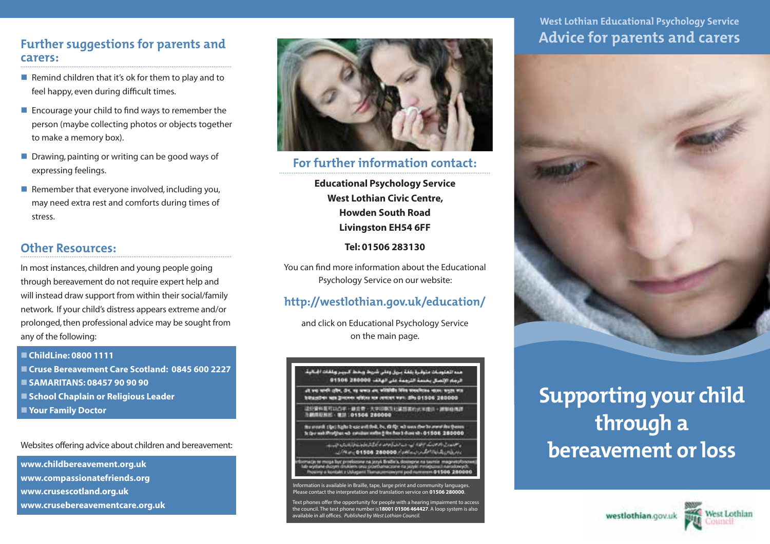## Further suggestions for parents and carers:

- Remind children that it's ok for them to play and to feel happy, even during difficult times.
- Encourage your child to find ways to remember the person (maybe collecting photos or objects together to make a memory box).
- Drawing, painting or writing can be good ways of expressing feelings.
- Remember that everyone involved, including you, may need extra rest and comforts during times of stress.

## Other Resources:

In most instances, children and young people going through bereavement do not require expert help and will instead draw support from within their social/family network. If your child's distress appears extreme and/or prolonged, then professional advice may be sought from any of the following:

- **ChildLine: 0800 1111**
- **Cruse Bereavement Care Scotland: 0845 600 2227**
- **SAMARITANS: 08457 90 90 90**
- **School Chaplain or Religious Leader**
- **Your Family Doctor**

Websites offering advice about children and bereavement:

**www.childbereavement.org.uk**
**www.compassionatefriends.org**
**www.crusescotland.org.uk**
**www.crusebereavementcare.org.uk**

## For further information contact:

**Educational Psychology Service**
**West Lothian Civic Centre,**
**Howden South Road**
**Livingston EH54 6FF**

**Tel: 01506 283130**

You can find more information about the Educational Psychology Service on our website:

**http://westlothian.gov.uk/education/**

and click on Educational Psychology Service on the main page.

Information is available in Braille, tape, large print and community languages. Please contact the interpretation and translation service on **01506 280000**.

Text phones offer the opportunity for people with a hearing impairment to access the council. The text phone number is **18001 01506 464427**. A loop system is also available in all offices. *Published by West Lothian Council.*

West Lothian Educational Psychology Service

# Advice for parents and carers

# Supporting your child through a bereavement or loss

westlothian.gov.uk

West Lothian Council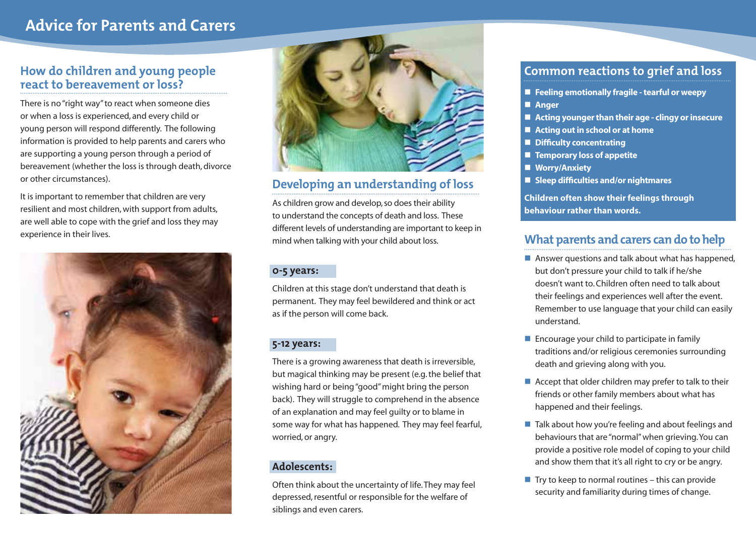# Advice for Parents and Carers

## How do children and young people react to bereavement or loss?

There is no "right way" to react when someone dies or when a loss is experienced, and every child or young person will respond differently. The following information is provided to help parents and carers who are supporting a young person through a period of bereavement (whether the loss is through death, divorce or other circumstances).

It is important to remember that children are very resilient and most children, with support from adults, are well able to cope with the grief and loss they may experience in their lives.

## Developing an understanding of loss

As children grow and develop, so does their ability to understand the concepts of death and loss. These different levels of understanding are important to keep in mind when talking with your child about loss.

### 0-5 years:

Children at this stage don't understand that death is permanent. They may feel bewildered and think or act as if the person will come back.

### 5-12 years:

There is a growing awareness that death is irreversible, but magical thinking may be present (e.g. the belief that wishing hard or being "good" might bring the person back). They will struggle to comprehend in the absence of an explanation and may feel guilty or to blame in some way for what has happened. They may feel fearful, worried, or angry.

### Adolescents:

Often think about the uncertainty of life. They may feel depressed, resentful or responsible for the welfare of siblings and even carers.

## Common reactions to grief and loss

- **Feeling emotionally fragile - tearful or weepy**
- **Anger**
- **Acting younger than their age - clingy or insecure**
- **Acting out in school or at home**
- **Difficulty concentrating**
- **Temporary loss of appetite**
- **Worry/Anxiety**
- **Sleep difficulties and/or nightmares**

**Children often show their feelings through behaviour rather than words.**

## What parents and carers can do to help

- Answer questions and talk about what has happened, but don't pressure your child to talk if he/she doesn't want to. Children often need to talk about their feelings and experiences well after the event. Remember to use language that your child can easily understand.
- Encourage your child to participate in family traditions and/or religious ceremonies surrounding death and grieving along with you.
- Accept that older children may prefer to talk to their friends or other family members about what has happened and their feelings.
- Talk about how you're feeling and about feelings and behaviours that are "normal" when grieving. You can provide a positive role model of coping to your child and show them that it's all right to cry or be angry.
- Try to keep to normal routines – this can provide security and familiarity during times of change.